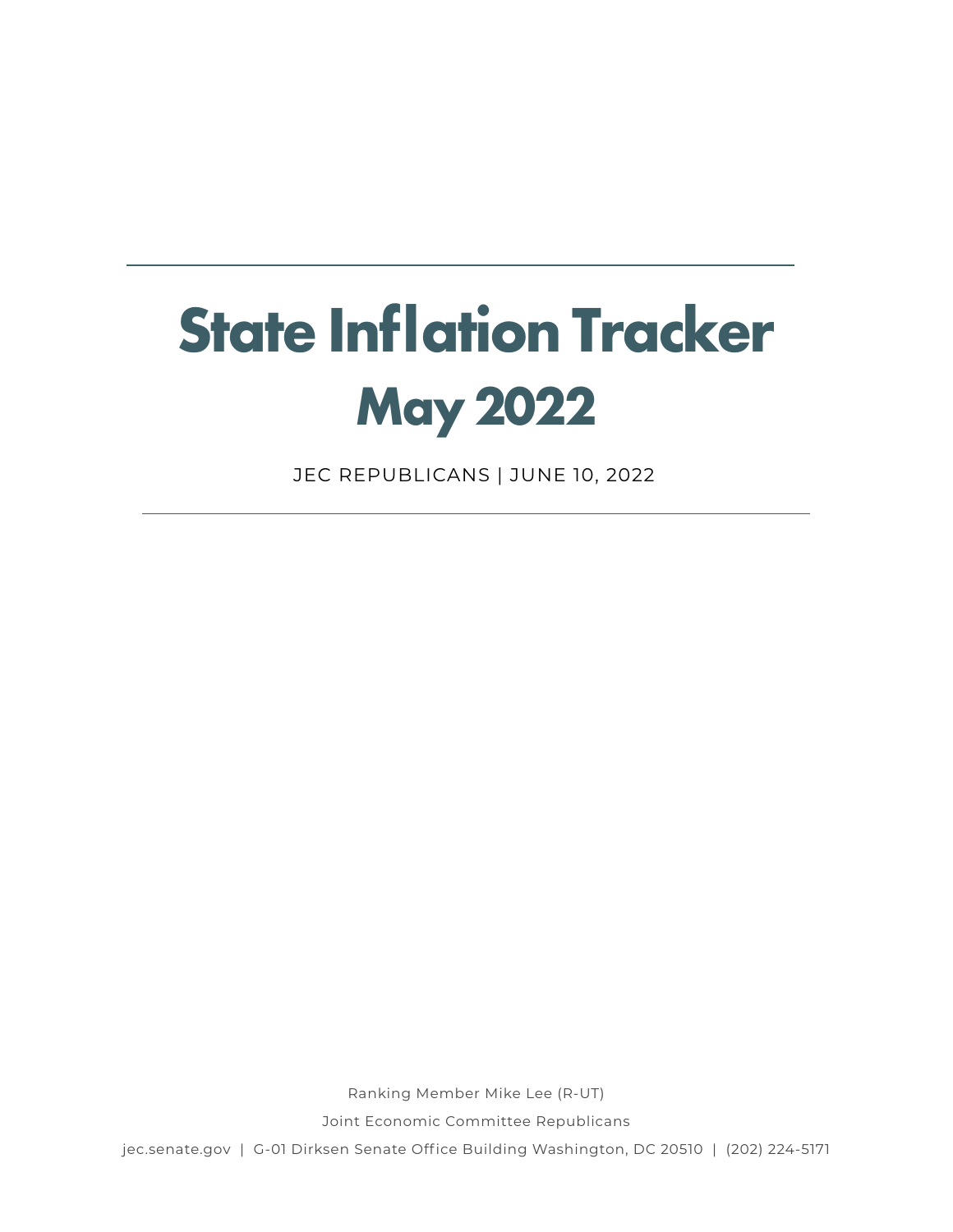# State Inflation Tracker
## May 2022

JEC REPUBLICANS | JUNE 10, 2022

Ranking Member Mike Lee (R-UT)

Joint Economic Committee Republicans

jec.senate.gov | G-01 Dirksen Senate Office Building Washington, DC 20510 | (202) 224-5171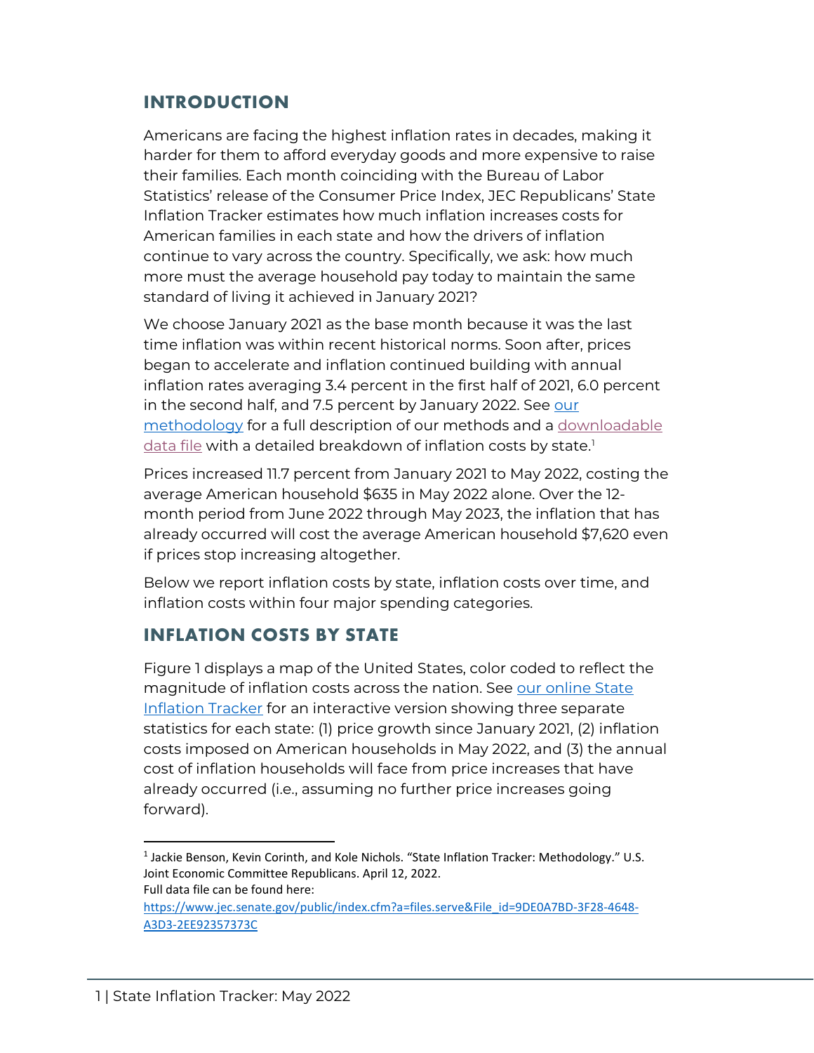## INTRODUCTION

Americans are facing the highest inflation rates in decades, making it harder for them to afford everyday goods and more expensive to raise their families. Each month coinciding with the Bureau of Labor Statistics' release of the Consumer Price Index, JEC Republicans' State Inflation Tracker estimates how much inflation increases costs for American families in each state and how the drivers of inflation continue to vary across the country. Specifically, we ask: how much more must the average household pay today to maintain the same standard of living it achieved in January 2021?

We choose January 2021 as the base month because it was the last time inflation was within recent historical norms. Soon after, prices began to accelerate and inflation continued building with annual inflation rates averaging 3.4 percent in the first half of 2021, 6.0 percent in the second half, and 7.5 percent by January 2022. See our methodology for a full description of our methods and a downloadable data file with a detailed breakdown of inflation costs by state.[1]

Prices increased 11.7 percent from January 2021 to May 2022, costing the average American household $635 in May 2022 alone. Over the 12-month period from June 2022 through May 2023, the inflation that has already occurred will cost the average American household $7,620 even if prices stop increasing altogether.

Below we report inflation costs by state, inflation costs over time, and inflation costs within four major spending categories.

## INFLATION COSTS BY STATE

Figure 1 displays a map of the United States, color coded to reflect the magnitude of inflation costs across the nation. See our online State Inflation Tracker for an interactive version showing three separate statistics for each state: (1) price growth since January 2021, (2) inflation costs imposed on American households in May 2022, and (3) the annual cost of inflation households will face from price increases that have already occurred (i.e., assuming no further price increases going forward).

[1] Jackie Benson, Kevin Corinth, and Kole Nichols. "State Inflation Tracker: Methodology." U.S. Joint Economic Committee Republicans. April 12, 2022.
Full data file can be found here:
https://www.jec.senate.gov/public/index.cfm?a=files.serve&File_id=9DE0A7BD-3F28-4648-A3D3-2EE92357373C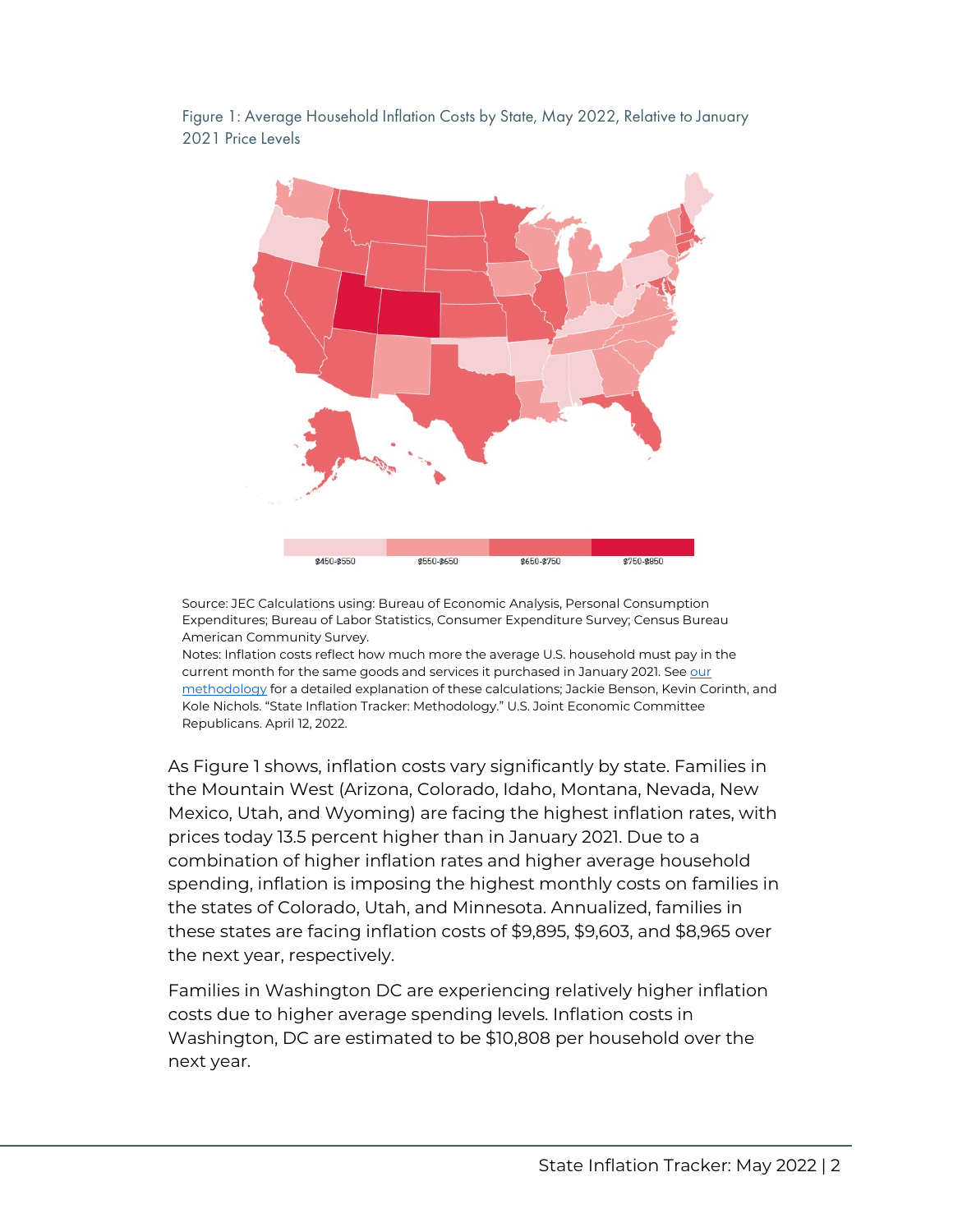Figure 1: Average Household Inflation Costs by State, May 2022, Relative to January 2021 Price Levels

$450-$550 | $550-$650 | $650-$750 | $750-$850

Source: JEC Calculations using: Bureau of Economic Analysis, Personal Consumption Expenditures; Bureau of Labor Statistics, Consumer Expenditure Survey; Census Bureau American Community Survey.
Notes: Inflation costs reflect how much more the average U.S. household must pay in the current month for the same goods and services it purchased in January 2021. See [our methodology] for a detailed explanation of these calculations; Jackie Benson, Kevin Corinth, and Kole Nichols. "State Inflation Tracker: Methodology." U.S. Joint Economic Committee Republicans. April 12, 2022.

As Figure 1 shows, inflation costs vary significantly by state. Families in the Mountain West (Arizona, Colorado, Idaho, Montana, Nevada, New Mexico, Utah, and Wyoming) are facing the highest inflation rates, with prices today 13.5 percent higher than in January 2021. Due to a combination of higher inflation rates and higher average household spending, inflation is imposing the highest monthly costs on families in the states of Colorado, Utah, and Minnesota. Annualized, families in these states are facing inflation costs of $9,895, $9,603, and $8,965 over the next year, respectively.

Families in Washington DC are experiencing relatively higher inflation costs due to higher average spending levels. Inflation costs in Washington, DC are estimated to be $10,808 per household over the next year.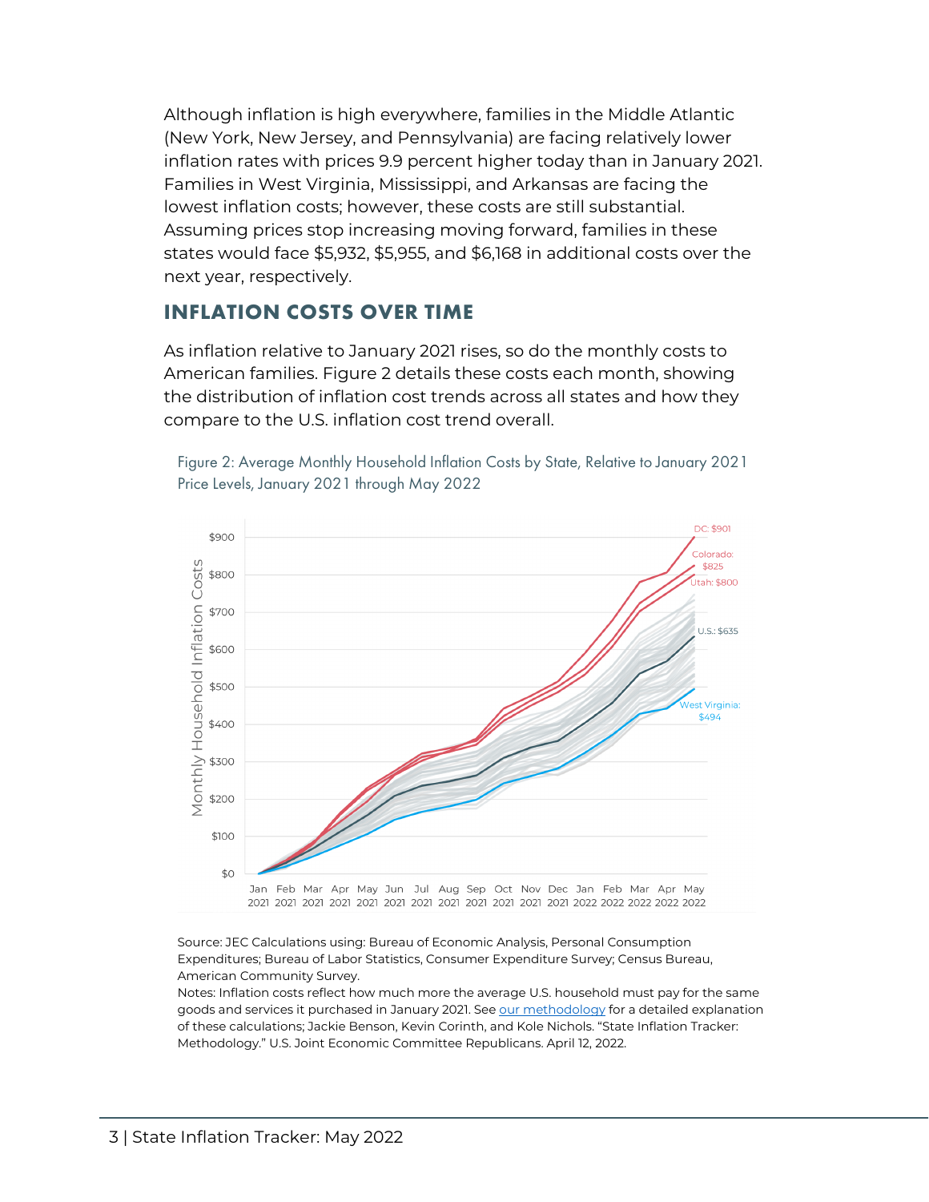Although inflation is high everywhere, families in the Middle Atlantic (New York, New Jersey, and Pennsylvania) are facing relatively lower inflation rates with prices 9.9 percent higher today than in January 2021. Families in West Virginia, Mississippi, and Arkansas are facing the lowest inflation costs; however, these costs are still substantial. Assuming prices stop increasing moving forward, families in these states would face $5,932, $5,955, and $6,168 in additional costs over the next year, respectively.

## INFLATION COSTS OVER TIME

As inflation relative to January 2021 rises, so do the monthly costs to American families. Figure 2 details these costs each month, showing the distribution of inflation cost trends across all states and how they compare to the U.S. inflation cost trend overall.

Figure 2: Average Monthly Household Inflation Costs by State, Relative to January 2021 Price Levels, January 2021 through May 2022

Source: JEC Calculations using: Bureau of Economic Analysis, Personal Consumption Expenditures; Bureau of Labor Statistics, Consumer Expenditure Survey; Census Bureau, American Community Survey.

Notes: Inflation costs reflect how much more the average U.S. household must pay for the same goods and services it purchased in January 2021. See our methodology for a detailed explanation of these calculations; Jackie Benson, Kevin Corinth, and Kole Nichols. "State Inflation Tracker: Methodology." U.S. Joint Economic Committee Republicans. April 12, 2022.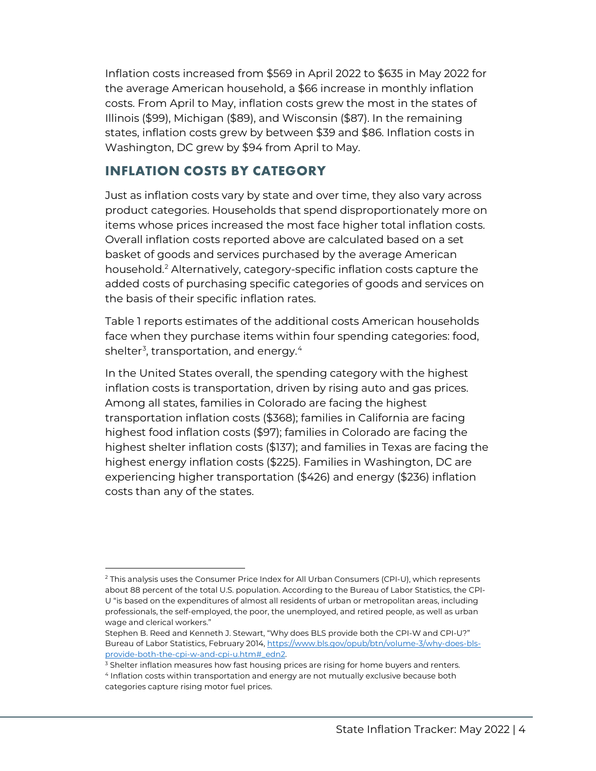Inflation costs increased from $569 in April 2022 to $635 in May 2022 for the average American household, a $66 increase in monthly inflation costs. From April to May, inflation costs grew the most in the states of Illinois ($99), Michigan ($89), and Wisconsin ($87). In the remaining states, inflation costs grew by between $39 and $86. Inflation costs in Washington, DC grew by $94 from April to May.

## INFLATION COSTS BY CATEGORY

Just as inflation costs vary by state and over time, they also vary across product categories. Households that spend disproportionately more on items whose prices increased the most face higher total inflation costs. Overall inflation costs reported above are calculated based on a set basket of goods and services purchased by the average American household.[2] Alternatively, category-specific inflation costs capture the added costs of purchasing specific categories of goods and services on the basis of their specific inflation rates.

Table 1 reports estimates of the additional costs American households face when they purchase items within four spending categories: food, shelter[3], transportation, and energy.[4]

In the United States overall, the spending category with the highest inflation costs is transportation, driven by rising auto and gas prices. Among all states, families in Colorado are facing the highest transportation inflation costs ($368); families in California are facing highest food inflation costs ($97); families in Colorado are facing the highest shelter inflation costs ($137); and families in Texas are facing the highest energy inflation costs ($225). Families in Washington, DC are experiencing higher transportation ($426) and energy ($236) inflation costs than any of the states.

---

[2] This analysis uses the Consumer Price Index for All Urban Consumers (CPI-U), which represents about 88 percent of the total U.S. population. According to the Bureau of Labor Statistics, the CPI-U "is based on the expenditures of almost all residents of urban or metropolitan areas, including professionals, the self-employed, the poor, the unemployed, and retired people, as well as urban wage and clerical workers."
Stephen B. Reed and Kenneth J. Stewart, "Why does BLS provide both the CPI-W and CPI-U?" Bureau of Labor Statistics, February 2014, https://www.bls.gov/opub/btn/volume-3/why-does-bls-provide-both-the-cpi-w-and-cpi-u.htm#_edn2.

[3] Shelter inflation measures how fast housing prices are rising for home buyers and renters.

[4] Inflation costs within transportation and energy are not mutually exclusive because both categories capture rising motor fuel prices.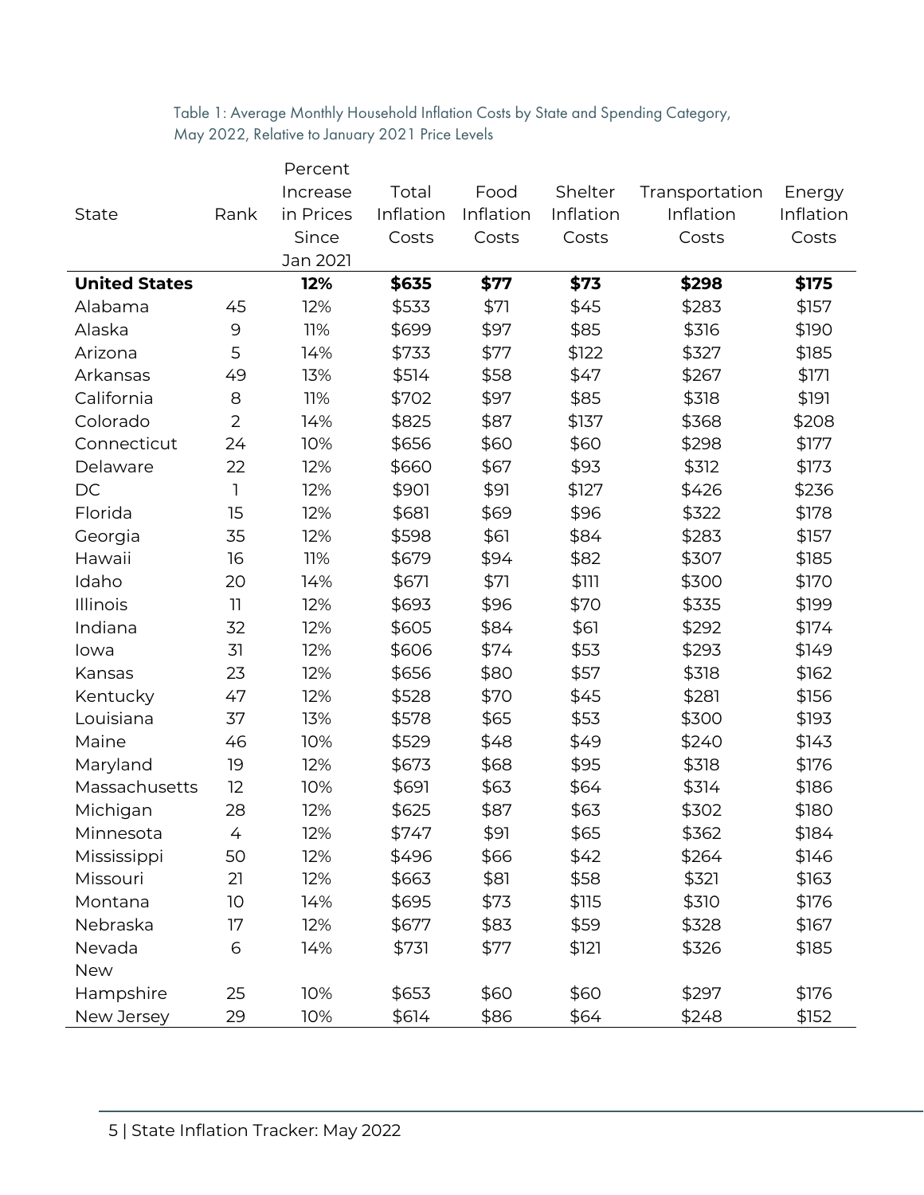Table 1: Average Monthly Household Inflation Costs by State and Spending Category, May 2022, Relative to January 2021 Price Levels

| State | Rank | Percent Increase in Prices Since Jan 2021 | Total Inflation Costs | Food Inflation Costs | Shelter Inflation Costs | Transportation Inflation Costs | Energy Inflation Costs |
|---|---|---|---|---|---|---|---|
| **United States** | | **12%** | **$635** | **$77** | **$73** | **$298** | **$175** |
| Alabama | 45 | 12% | $533 | $71 | $45 | $283 | $157 |
| Alaska | 9 | 11% | $699 | $97 | $85 | $316 | $190 |
| Arizona | 5 | 14% | $733 | $77 | $122 | $327 | $185 |
| Arkansas | 49 | 13% | $514 | $58 | $47 | $267 | $171 |
| California | 8 | 11% | $702 | $97 | $85 | $318 | $191 |
| Colorado | 2 | 14% | $825 | $87 | $137 | $368 | $208 |
| Connecticut | 24 | 10% | $656 | $60 | $60 | $298 | $177 |
| Delaware | 22 | 12% | $660 | $67 | $93 | $312 | $173 |
| DC | 1 | 12% | $901 | $91 | $127 | $426 | $236 |
| Florida | 15 | 12% | $681 | $69 | $96 | $322 | $178 |
| Georgia | 35 | 12% | $598 | $61 | $84 | $283 | $157 |
| Hawaii | 16 | 11% | $679 | $94 | $82 | $307 | $185 |
| Idaho | 20 | 14% | $671 | $71 | $111 | $300 | $170 |
| Illinois | 11 | 12% | $693 | $96 | $70 | $335 | $199 |
| Indiana | 32 | 12% | $605 | $84 | $61 | $292 | $174 |
| Iowa | 31 | 12% | $606 | $74 | $53 | $293 | $149 |
| Kansas | 23 | 12% | $656 | $80 | $57 | $318 | $162 |
| Kentucky | 47 | 12% | $528 | $70 | $45 | $281 | $156 |
| Louisiana | 37 | 13% | $578 | $65 | $53 | $300 | $193 |
| Maine | 46 | 10% | $529 | $48 | $49 | $240 | $143 |
| Maryland | 19 | 12% | $673 | $68 | $95 | $318 | $176 |
| Massachusetts | 12 | 10% | $691 | $63 | $64 | $314 | $186 |
| Michigan | 28 | 12% | $625 | $87 | $63 | $302 | $180 |
| Minnesota | 4 | 12% | $747 | $91 | $65 | $362 | $184 |
| Mississippi | 50 | 12% | $496 | $66 | $42 | $264 | $146 |
| Missouri | 21 | 12% | $663 | $81 | $58 | $321 | $163 |
| Montana | 10 | 14% | $695 | $73 | $115 | $310 | $176 |
| Nebraska | 17 | 12% | $677 | $83 | $59 | $328 | $167 |
| Nevada | 6 | 14% | $731 | $77 | $121 | $326 | $185 |
| New Hampshire | 25 | 10% | $653 | $60 | $60 | $297 | $176 |
| New Jersey | 29 | 10% | $614 | $86 | $64 | $248 | $152 |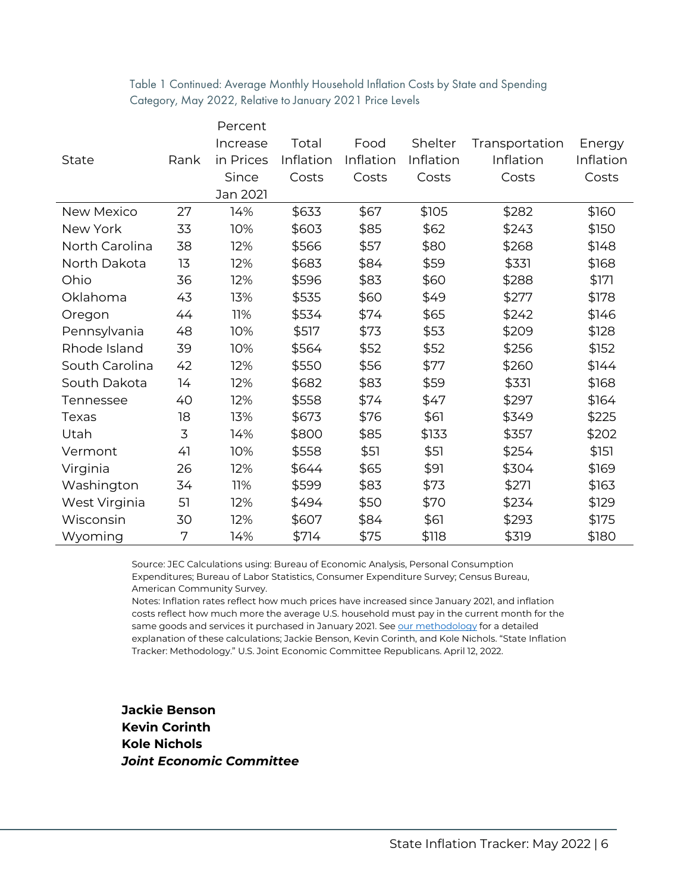Table 1 Continued: Average Monthly Household Inflation Costs by State and Spending Category, May 2022, Relative to January 2021 Price Levels

| State | Rank | Percent Increase in Prices Since Jan 2021 | Total Inflation Costs | Food Inflation Costs | Shelter Inflation Costs | Transportation Inflation Costs | Energy Inflation Costs |
|---|---|---|---|---|---|---|---|
| New Mexico | 27 | 14% | $633 | $67 | $105 | $282 | $160 |
| New York | 33 | 10% | $603 | $85 | $62 | $243 | $150 |
| North Carolina | 38 | 12% | $566 | $57 | $80 | $268 | $148 |
| North Dakota | 13 | 12% | $683 | $84 | $59 | $331 | $168 |
| Ohio | 36 | 12% | $596 | $83 | $60 | $288 | $171 |
| Oklahoma | 43 | 13% | $535 | $60 | $49 | $277 | $178 |
| Oregon | 44 | 11% | $534 | $74 | $65 | $242 | $146 |
| Pennsylvania | 48 | 10% | $517 | $73 | $53 | $209 | $128 |
| Rhode Island | 39 | 10% | $564 | $52 | $52 | $256 | $152 |
| South Carolina | 42 | 12% | $550 | $56 | $77 | $260 | $144 |
| South Dakota | 14 | 12% | $682 | $83 | $59 | $331 | $168 |
| Tennessee | 40 | 12% | $558 | $74 | $47 | $297 | $164 |
| Texas | 18 | 13% | $673 | $76 | $61 | $349 | $225 |
| Utah | 3 | 14% | $800 | $85 | $133 | $357 | $202 |
| Vermont | 41 | 10% | $558 | $51 | $51 | $254 | $151 |
| Virginia | 26 | 12% | $644 | $65 | $91 | $304 | $169 |
| Washington | 34 | 11% | $599 | $83 | $73 | $271 | $163 |
| West Virginia | 51 | 12% | $494 | $50 | $70 | $234 | $129 |
| Wisconsin | 30 | 12% | $607 | $84 | $61 | $293 | $175 |
| Wyoming | 7 | 14% | $714 | $75 | $118 | $319 | $180 |

Source: JEC Calculations using: Bureau of Economic Analysis, Personal Consumption Expenditures; Bureau of Labor Statistics, Consumer Expenditure Survey; Census Bureau, American Community Survey.

Notes: Inflation rates reflect how much prices have increased since January 2021, and inflation costs reflect how much more the average U.S. household must pay in the current month for the same goods and services it purchased in January 2021. See our methodology for a detailed explanation of these calculations; Jackie Benson, Kevin Corinth, and Kole Nichols. "State Inflation Tracker: Methodology." U.S. Joint Economic Committee Republicans. April 12, 2022.

**Jackie Benson**
**Kevin Corinth**
**Kole Nichols**
***Joint Economic Committee***